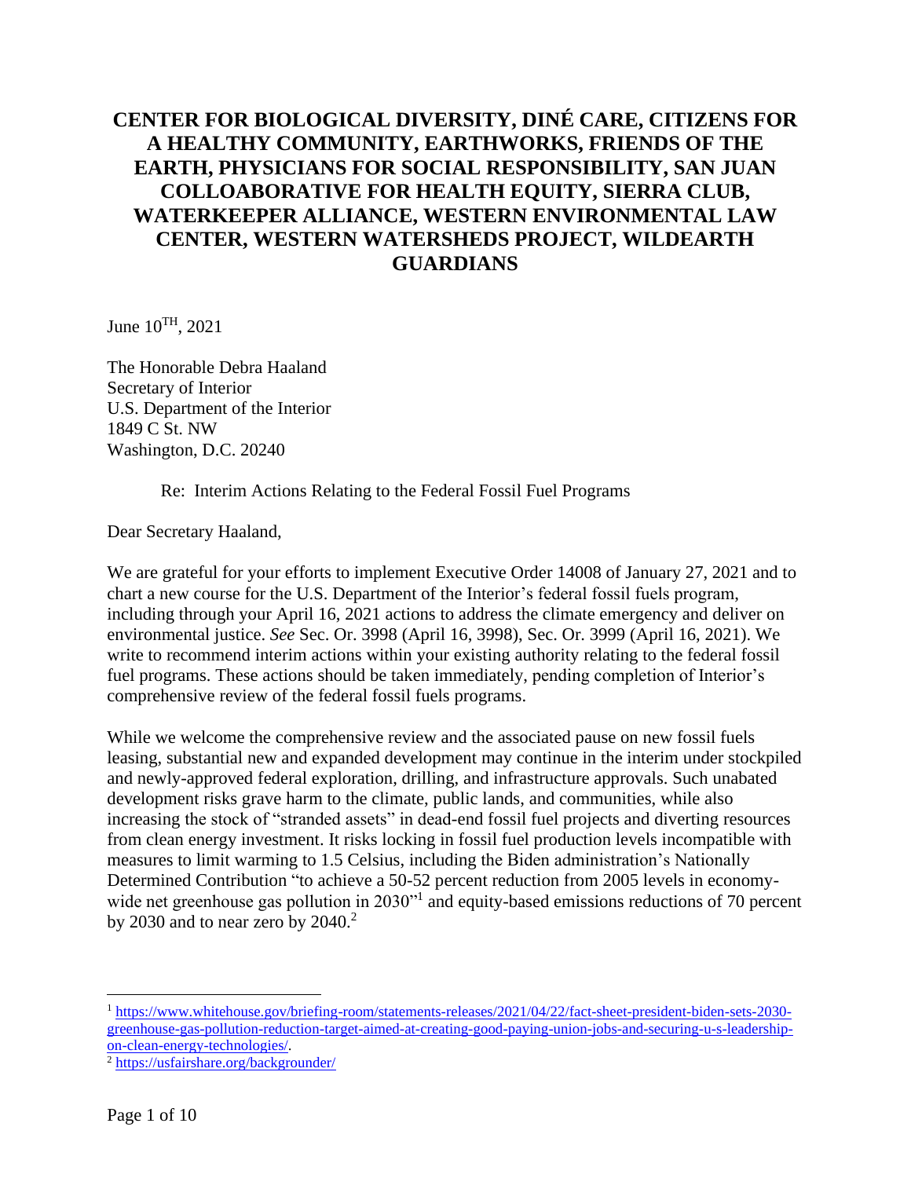# CENTER FOR BIOLOGICAL DIVERSITY, DINÉ CARE, CITIZENS FOR A HEALTHY COMMUNITY, EARTHWORKS, FRIENDS OF THE EARTH, PHYSICIANS FOR SOCIAL RESPONSIBILITY, SAN JUAN COLLOABORATIVE FOR HEALTH EQUITY, SIERRA CLUB, WATERKEEPER ALLIANCE, WESTERN ENVIRONMENTAL LAW CENTER, WESTERN WATERSHEDS PROJECT, WILDEARTH GUARDIANS

June 10$^{TH}$, 2021

The Honorable Debra Haaland
Secretary of Interior
U.S. Department of the Interior
1849 C St. NW
Washington, D.C. 20240

Re: Interim Actions Relating to the Federal Fossil Fuel Programs

Dear Secretary Haaland,

We are grateful for your efforts to implement Executive Order 14008 of January 27, 2021 and to chart a new course for the U.S. Department of the Interior's federal fossil fuels program, including through your April 16, 2021 actions to address the climate emergency and deliver on environmental justice. *See* Sec. Or. 3998 (April 16, 3998), Sec. Or. 3999 (April 16, 2021). We write to recommend interim actions within your existing authority relating to the federal fossil fuel programs. These actions should be taken immediately, pending completion of Interior's comprehensive review of the federal fossil fuels programs.

While we welcome the comprehensive review and the associated pause on new fossil fuels leasing, substantial new and expanded development may continue in the interim under stockpiled and newly-approved federal exploration, drilling, and infrastructure approvals. Such unabated development risks grave harm to the climate, public lands, and communities, while also increasing the stock of "stranded assets" in dead-end fossil fuel projects and diverting resources from clean energy investment. It risks locking in fossil fuel production levels incompatible with measures to limit warming to 1.5 Celsius, including the Biden administration's Nationally Determined Contribution "to achieve a 50-52 percent reduction from 2005 levels in economy-wide net greenhouse gas pollution in 2030"[1] and equity-based emissions reductions of 70 percent by 2030 and to near zero by 2040.[2]

---

[1] https://www.whitehouse.gov/briefing-room/statements-releases/2021/04/22/fact-sheet-president-biden-sets-2030-greenhouse-gas-pollution-reduction-target-aimed-at-creating-good-paying-union-jobs-and-securing-u-s-leadership-on-clean-energy-technologies/.

[2] https://usfairshare.org/backgrounder/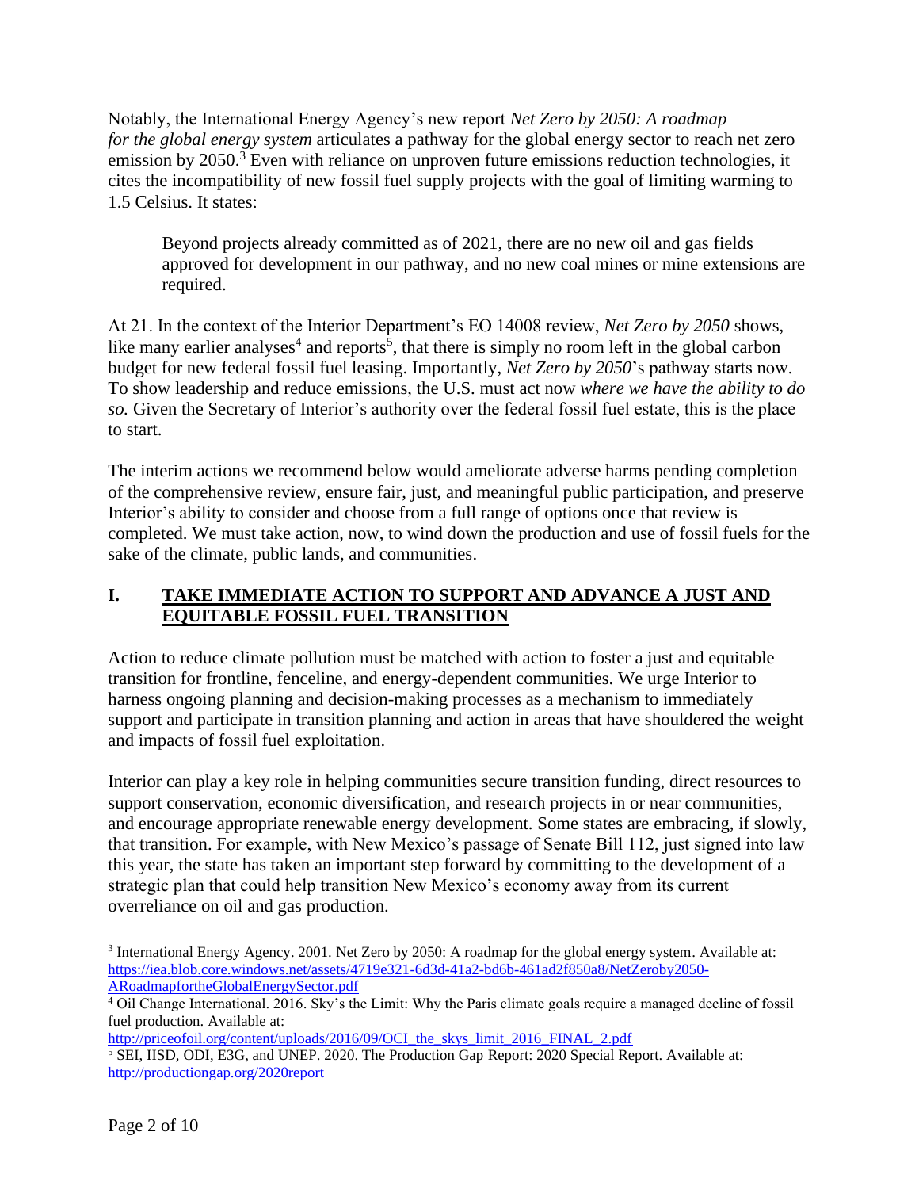Notably, the International Energy Agency's new report *Net Zero by 2050: A roadmap for the global energy system* articulates a pathway for the global energy sector to reach net zero emission by 2050.[3] Even with reliance on unproven future emissions reduction technologies, it cites the incompatibility of new fossil fuel supply projects with the goal of limiting warming to 1.5 Celsius. It states:

> Beyond projects already committed as of 2021, there are no new oil and gas fields approved for development in our pathway, and no new coal mines or mine extensions are required.

At 21. In the context of the Interior Department's EO 14008 review, *Net Zero by 2050* shows, like many earlier analyses[4] and reports[5], that there is simply no room left in the global carbon budget for new federal fossil fuel leasing. Importantly, *Net Zero by 2050*'s pathway starts now. To show leadership and reduce emissions, the U.S. must act now *where we have the ability to do so.* Given the Secretary of Interior's authority over the federal fossil fuel estate, this is the place to start.

The interim actions we recommend below would ameliorate adverse harms pending completion of the comprehensive review, ensure fair, just, and meaningful public participation, and preserve Interior's ability to consider and choose from a full range of options once that review is completed. We must take action, now, to wind down the production and use of fossil fuels for the sake of the climate, public lands, and communities.

## I. TAKE IMMEDIATE ACTION TO SUPPORT AND ADVANCE A JUST AND EQUITABLE FOSSIL FUEL TRANSITION

Action to reduce climate pollution must be matched with action to foster a just and equitable transition for frontline, fenceline, and energy-dependent communities. We urge Interior to harness ongoing planning and decision-making processes as a mechanism to immediately support and participate in transition planning and action in areas that have shouldered the weight and impacts of fossil fuel exploitation.

Interior can play a key role in helping communities secure transition funding, direct resources to support conservation, economic diversification, and research projects in or near communities, and encourage appropriate renewable energy development. Some states are embracing, if slowly, that transition. For example, with New Mexico's passage of Senate Bill 112, just signed into law this year, the state has taken an important step forward by committing to the development of a strategic plan that could help transition New Mexico's economy away from its current overreliance on oil and gas production.

---

[3] International Energy Agency. 2001. Net Zero by 2050: A roadmap for the global energy system. Available at: https://iea.blob.core.windows.net/assets/4719e321-6d3d-41a2-bd6b-461ad2f850a8/NetZeroby2050-ARoadmapfortheGlobalEnergySector.pdf

[4] Oil Change International. 2016. Sky's the Limit: Why the Paris climate goals require a managed decline of fossil fuel production. Available at: http://priceofoil.org/content/uploads/2016/09/OCI_the_skys_limit_2016_FINAL_2.pdf

[5] SEI, IISD, ODI, E3G, and UNEP. 2020. The Production Gap Report: 2020 Special Report. Available at: http://productiongap.org/2020report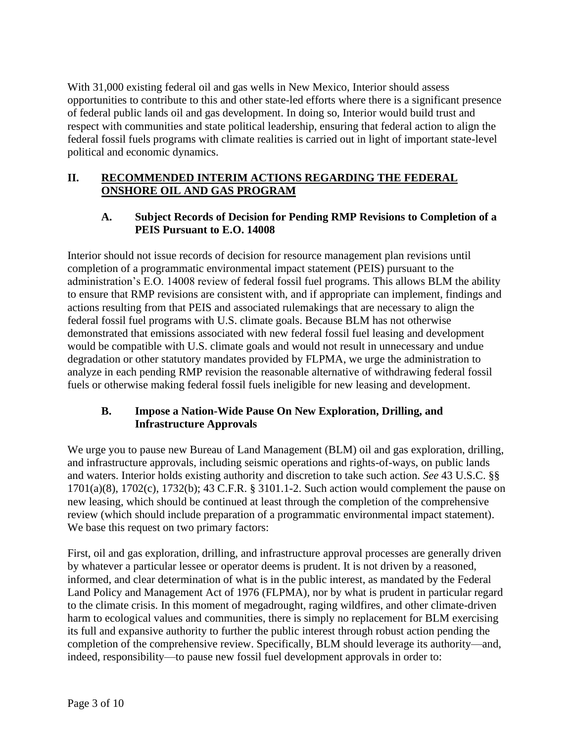With 31,000 existing federal oil and gas wells in New Mexico, Interior should assess opportunities to contribute to this and other state-led efforts where there is a significant presence of federal public lands oil and gas development. In doing so, Interior would build trust and respect with communities and state political leadership, ensuring that federal action to align the federal fossil fuels programs with climate realities is carried out in light of important state-level political and economic dynamics.

## II. RECOMMENDED INTERIM ACTIONS REGARDING THE FEDERAL ONSHORE OIL AND GAS PROGRAM

### A. Subject Records of Decision for Pending RMP Revisions to Completion of a PEIS Pursuant to E.O. 14008

Interior should not issue records of decision for resource management plan revisions until completion of a programmatic environmental impact statement (PEIS) pursuant to the administration's E.O. 14008 review of federal fossil fuel programs. This allows BLM the ability to ensure that RMP revisions are consistent with, and if appropriate can implement, findings and actions resulting from that PEIS and associated rulemakings that are necessary to align the federal fossil fuel programs with U.S. climate goals. Because BLM has not otherwise demonstrated that emissions associated with new federal fossil fuel leasing and development would be compatible with U.S. climate goals and would not result in unnecessary and undue degradation or other statutory mandates provided by FLPMA, we urge the administration to analyze in each pending RMP revision the reasonable alternative of withdrawing federal fossil fuels or otherwise making federal fossil fuels ineligible for new leasing and development.

### B. Impose a Nation-Wide Pause On New Exploration, Drilling, and Infrastructure Approvals

We urge you to pause new Bureau of Land Management (BLM) oil and gas exploration, drilling, and infrastructure approvals, including seismic operations and rights-of-ways, on public lands and waters. Interior holds existing authority and discretion to take such action. *See* 43 U.S.C. §§ 1701(a)(8), 1702(c), 1732(b); 43 C.F.R. § 3101.1-2. Such action would complement the pause on new leasing, which should be continued at least through the completion of the comprehensive review (which should include preparation of a programmatic environmental impact statement). We base this request on two primary factors:

First, oil and gas exploration, drilling, and infrastructure approval processes are generally driven by whatever a particular lessee or operator deems is prudent. It is not driven by a reasoned, informed, and clear determination of what is in the public interest, as mandated by the Federal Land Policy and Management Act of 1976 (FLPMA), nor by what is prudent in particular regard to the climate crisis. In this moment of megadrought, raging wildfires, and other climate-driven harm to ecological values and communities, there is simply no replacement for BLM exercising its full and expansive authority to further the public interest through robust action pending the completion of the comprehensive review. Specifically, BLM should leverage its authority—and, indeed, responsibility—to pause new fossil fuel development approvals in order to: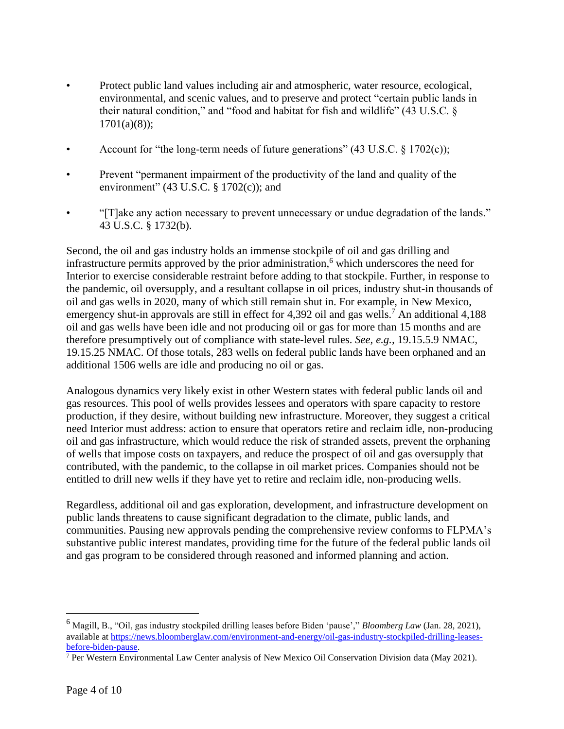- Protect public land values including air and atmospheric, water resource, ecological, environmental, and scenic values, and to preserve and protect "certain public lands in their natural condition," and "food and habitat for fish and wildlife" (43 U.S.C. § 1701(a)(8));

- Account for "the long-term needs of future generations" (43 U.S.C. § 1702(c));

- Prevent "permanent impairment of the productivity of the land and quality of the environment" (43 U.S.C. § 1702(c)); and

- "[T]ake any action necessary to prevent unnecessary or undue degradation of the lands." 43 U.S.C. § 1732(b).

Second, the oil and gas industry holds an immense stockpile of oil and gas drilling and infrastructure permits approved by the prior administration,[6] which underscores the need for Interior to exercise considerable restraint before adding to that stockpile. Further, in response to the pandemic, oil oversupply, and a resultant collapse in oil prices, industry shut-in thousands of oil and gas wells in 2020, many of which still remain shut in. For example, in New Mexico, emergency shut-in approvals are still in effect for 4,392 oil and gas wells.[7] An additional 4,188 oil and gas wells have been idle and not producing oil or gas for more than 15 months and are therefore presumptively out of compliance with state-level rules. *See, e.g.,* 19.15.5.9 NMAC, 19.15.25 NMAC. Of those totals, 283 wells on federal public lands have been orphaned and an additional 1506 wells are idle and producing no oil or gas.

Analogous dynamics very likely exist in other Western states with federal public lands oil and gas resources. This pool of wells provides lessees and operators with spare capacity to restore production, if they desire, without building new infrastructure. Moreover, they suggest a critical need Interior must address: action to ensure that operators retire and reclaim idle, non-producing oil and gas infrastructure, which would reduce the risk of stranded assets, prevent the orphaning of wells that impose costs on taxpayers, and reduce the prospect of oil and gas oversupply that contributed, with the pandemic, to the collapse in oil market prices. Companies should not be entitled to drill new wells if they have yet to retire and reclaim idle, non-producing wells.

Regardless, additional oil and gas exploration, development, and infrastructure development on public lands threatens to cause significant degradation to the climate, public lands, and communities. Pausing new approvals pending the comprehensive review conforms to FLPMA's substantive public interest mandates, providing time for the future of the federal public lands oil and gas program to be considered through reasoned and informed planning and action.

---

[6] Magill, B., "Oil, gas industry stockpiled drilling leases before Biden 'pause'," *Bloomberg Law* (Jan. 28, 2021), available at https://news.bloomberglaw.com/environment-and-energy/oil-gas-industry-stockpiled-drilling-leases-before-biden-pause.

[7] Per Western Environmental Law Center analysis of New Mexico Oil Conservation Division data (May 2021).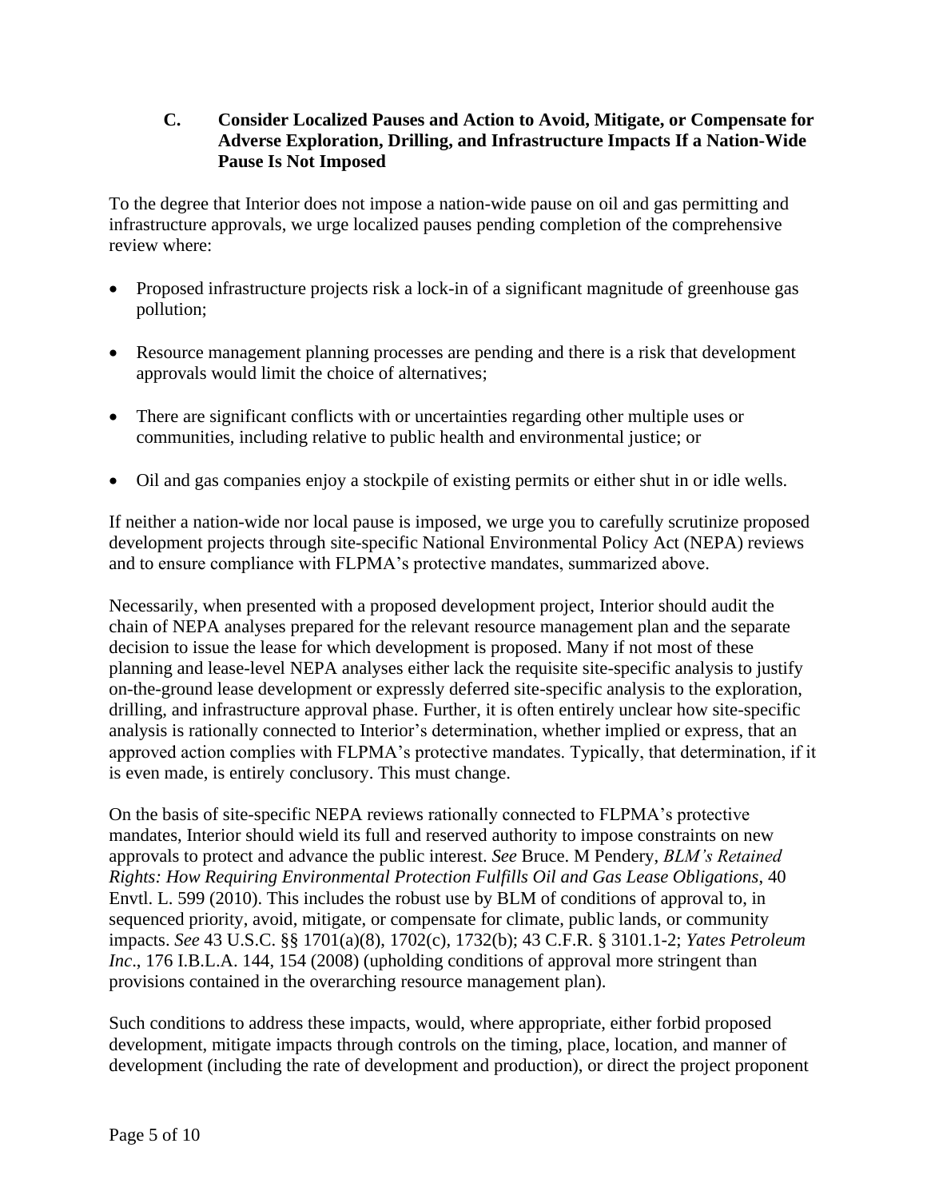### C. Consider Localized Pauses and Action to Avoid, Mitigate, or Compensate for Adverse Exploration, Drilling, and Infrastructure Impacts If a Nation-Wide Pause Is Not Imposed

To the degree that Interior does not impose a nation-wide pause on oil and gas permitting and infrastructure approvals, we urge localized pauses pending completion of the comprehensive review where:

- Proposed infrastructure projects risk a lock-in of a significant magnitude of greenhouse gas pollution;
- Resource management planning processes are pending and there is a risk that development approvals would limit the choice of alternatives;
- There are significant conflicts with or uncertainties regarding other multiple uses or communities, including relative to public health and environmental justice; or
- Oil and gas companies enjoy a stockpile of existing permits or either shut in or idle wells.

If neither a nation-wide nor local pause is imposed, we urge you to carefully scrutinize proposed development projects through site-specific National Environmental Policy Act (NEPA) reviews and to ensure compliance with FLPMA's protective mandates, summarized above.

Necessarily, when presented with a proposed development project, Interior should audit the chain of NEPA analyses prepared for the relevant resource management plan and the separate decision to issue the lease for which development is proposed. Many if not most of these planning and lease-level NEPA analyses either lack the requisite site-specific analysis to justify on-the-ground lease development or expressly deferred site-specific analysis to the exploration, drilling, and infrastructure approval phase. Further, it is often entirely unclear how site-specific analysis is rationally connected to Interior's determination, whether implied or express, that an approved action complies with FLPMA's protective mandates. Typically, that determination, if it is even made, is entirely conclusory. This must change.

On the basis of site-specific NEPA reviews rationally connected to FLPMA's protective mandates, Interior should wield its full and reserved authority to impose constraints on new approvals to protect and advance the public interest. *See* Bruce. M Pendery, *BLM's Retained Rights: How Requiring Environmental Protection Fulfills Oil and Gas Lease Obligations*, 40 Envtl. L. 599 (2010). This includes the robust use by BLM of conditions of approval to, in sequenced priority, avoid, mitigate, or compensate for climate, public lands, or community impacts. *See* 43 U.S.C. §§ 1701(a)(8), 1702(c), 1732(b); 43 C.F.R. § 3101.1-2; *Yates Petroleum Inc*., 176 I.B.L.A. 144, 154 (2008) (upholding conditions of approval more stringent than provisions contained in the overarching resource management plan).

Such conditions to address these impacts, would, where appropriate, either forbid proposed development, mitigate impacts through controls on the timing, place, location, and manner of development (including the rate of development and production), or direct the project proponent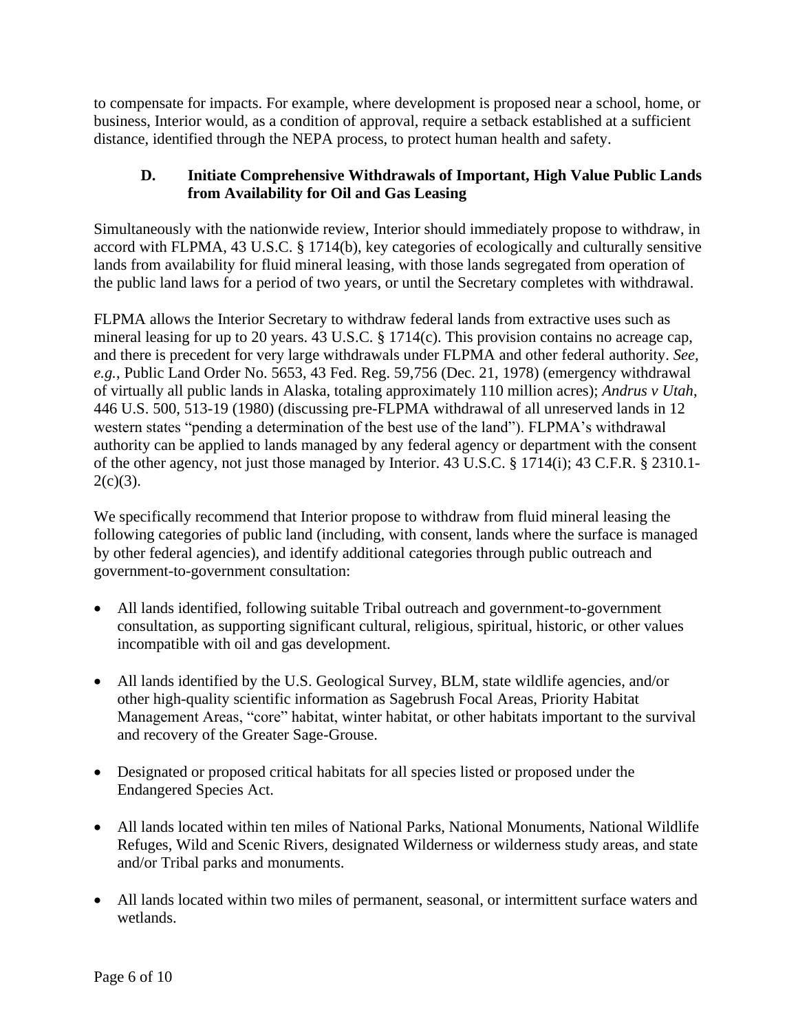to compensate for impacts. For example, where development is proposed near a school, home, or business, Interior would, as a condition of approval, require a setback established at a sufficient distance, identified through the NEPA process, to protect human health and safety.

### D. Initiate Comprehensive Withdrawals of Important, High Value Public Lands from Availability for Oil and Gas Leasing

Simultaneously with the nationwide review, Interior should immediately propose to withdraw, in accord with FLPMA, 43 U.S.C. § 1714(b), key categories of ecologically and culturally sensitive lands from availability for fluid mineral leasing, with those lands segregated from operation of the public land laws for a period of two years, or until the Secretary completes with withdrawal.

FLPMA allows the Interior Secretary to withdraw federal lands from extractive uses such as mineral leasing for up to 20 years. 43 U.S.C. § 1714(c). This provision contains no acreage cap, and there is precedent for very large withdrawals under FLPMA and other federal authority. *See, e.g.*, Public Land Order No. 5653, 43 Fed. Reg. 59,756 (Dec. 21, 1978) (emergency withdrawal of virtually all public lands in Alaska, totaling approximately 110 million acres); *Andrus v Utah*, 446 U.S. 500, 513-19 (1980) (discussing pre-FLPMA withdrawal of all unreserved lands in 12 western states "pending a determination of the best use of the land"). FLPMA's withdrawal authority can be applied to lands managed by any federal agency or department with the consent of the other agency, not just those managed by Interior. 43 U.S.C. § 1714(i); 43 C.F.R. § 2310.1-2(c)(3).

We specifically recommend that Interior propose to withdraw from fluid mineral leasing the following categories of public land (including, with consent, lands where the surface is managed by other federal agencies), and identify additional categories through public outreach and government-to-government consultation:

- All lands identified, following suitable Tribal outreach and government-to-government consultation, as supporting significant cultural, religious, spiritual, historic, or other values incompatible with oil and gas development.
- All lands identified by the U.S. Geological Survey, BLM, state wildlife agencies, and/or other high-quality scientific information as Sagebrush Focal Areas, Priority Habitat Management Areas, "core" habitat, winter habitat, or other habitats important to the survival and recovery of the Greater Sage-Grouse.
- Designated or proposed critical habitats for all species listed or proposed under the Endangered Species Act.
- All lands located within ten miles of National Parks, National Monuments, National Wildlife Refuges, Wild and Scenic Rivers, designated Wilderness or wilderness study areas, and state and/or Tribal parks and monuments.
- All lands located within two miles of permanent, seasonal, or intermittent surface waters and wetlands.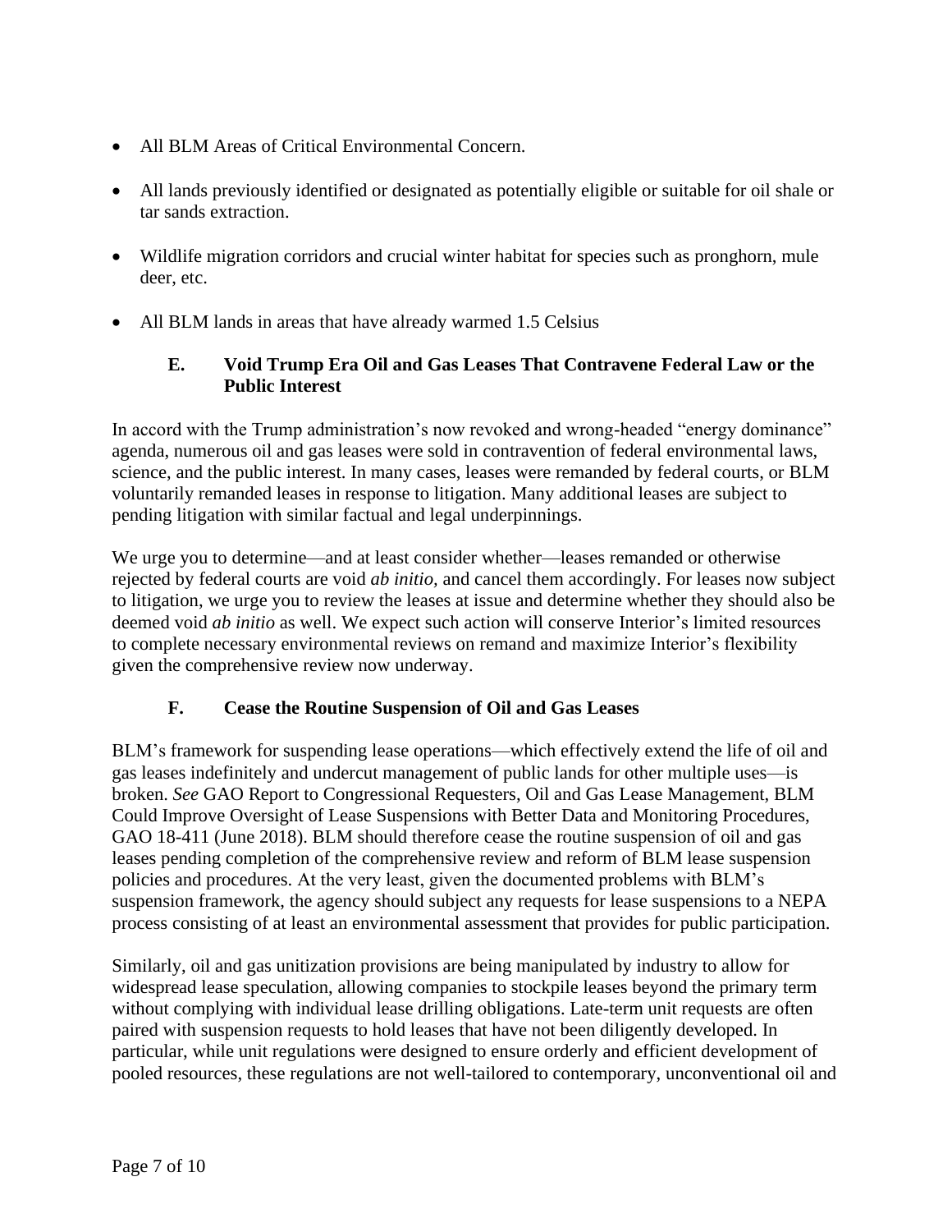- All BLM Areas of Critical Environmental Concern.
- All lands previously identified or designated as potentially eligible or suitable for oil shale or tar sands extraction.
- Wildlife migration corridors and crucial winter habitat for species such as pronghorn, mule deer, etc.
- All BLM lands in areas that have already warmed 1.5 Celsius

### E. Void Trump Era Oil and Gas Leases That Contravene Federal Law or the Public Interest

In accord with the Trump administration's now revoked and wrong-headed "energy dominance" agenda, numerous oil and gas leases were sold in contravention of federal environmental laws, science, and the public interest. In many cases, leases were remanded by federal courts, or BLM voluntarily remanded leases in response to litigation. Many additional leases are subject to pending litigation with similar factual and legal underpinnings.

We urge you to determine—and at least consider whether—leases remanded or otherwise rejected by federal courts are void *ab initio,* and cancel them accordingly. For leases now subject to litigation, we urge you to review the leases at issue and determine whether they should also be deemed void *ab initio* as well. We expect such action will conserve Interior's limited resources to complete necessary environmental reviews on remand and maximize Interior's flexibility given the comprehensive review now underway.

### F. Cease the Routine Suspension of Oil and Gas Leases

BLM's framework for suspending lease operations—which effectively extend the life of oil and gas leases indefinitely and undercut management of public lands for other multiple uses—is broken. *See* GAO Report to Congressional Requesters, Oil and Gas Lease Management, BLM Could Improve Oversight of Lease Suspensions with Better Data and Monitoring Procedures, GAO 18-411 (June 2018). BLM should therefore cease the routine suspension of oil and gas leases pending completion of the comprehensive review and reform of BLM lease suspension policies and procedures. At the very least, given the documented problems with BLM's suspension framework, the agency should subject any requests for lease suspensions to a NEPA process consisting of at least an environmental assessment that provides for public participation.

Similarly, oil and gas unitization provisions are being manipulated by industry to allow for widespread lease speculation, allowing companies to stockpile leases beyond the primary term without complying with individual lease drilling obligations. Late-term unit requests are often paired with suspension requests to hold leases that have not been diligently developed. In particular, while unit regulations were designed to ensure orderly and efficient development of pooled resources, these regulations are not well-tailored to contemporary, unconventional oil and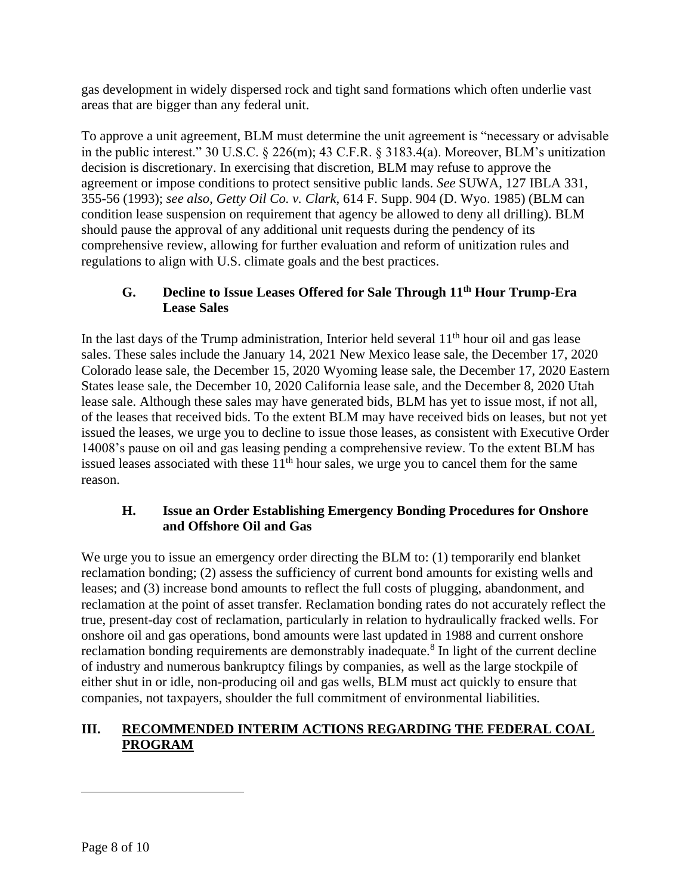gas development in widely dispersed rock and tight sand formations which often underlie vast areas that are bigger than any federal unit.

To approve a unit agreement, BLM must determine the unit agreement is "necessary or advisable in the public interest." 30 U.S.C. § 226(m); 43 C.F.R. § 3183.4(a). Moreover, BLM's unitization decision is discretionary. In exercising that discretion, BLM may refuse to approve the agreement or impose conditions to protect sensitive public lands. *See* SUWA, 127 IBLA 331, 355-56 (1993); *see also*, *Getty Oil Co. v. Clark*, 614 F. Supp. 904 (D. Wyo. 1985) (BLM can condition lease suspension on requirement that agency be allowed to deny all drilling). BLM should pause the approval of any additional unit requests during the pendency of its comprehensive review, allowing for further evaluation and reform of unitization rules and regulations to align with U.S. climate goals and the best practices.

### G. Decline to Issue Leases Offered for Sale Through 11th Hour Trump-Era Lease Sales

In the last days of the Trump administration, Interior held several 11th hour oil and gas lease sales. These sales include the January 14, 2021 New Mexico lease sale, the December 17, 2020 Colorado lease sale, the December 15, 2020 Wyoming lease sale, the December 17, 2020 Eastern States lease sale, the December 10, 2020 California lease sale, and the December 8, 2020 Utah lease sale. Although these sales may have generated bids, BLM has yet to issue most, if not all, of the leases that received bids. To the extent BLM may have received bids on leases, but not yet issued the leases, we urge you to decline to issue those leases, as consistent with Executive Order 14008's pause on oil and gas leasing pending a comprehensive review. To the extent BLM has issued leases associated with these 11th hour sales, we urge you to cancel them for the same reason.

### H. Issue an Order Establishing Emergency Bonding Procedures for Onshore and Offshore Oil and Gas

We urge you to issue an emergency order directing the BLM to: (1) temporarily end blanket reclamation bonding; (2) assess the sufficiency of current bond amounts for existing wells and leases; and (3) increase bond amounts to reflect the full costs of plugging, abandonment, and reclamation at the point of asset transfer. Reclamation bonding rates do not accurately reflect the true, present-day cost of reclamation, particularly in relation to hydraulically fracked wells. For onshore oil and gas operations, bond amounts were last updated in 1988 and current onshore reclamation bonding requirements are demonstrably inadequate.[8] In light of the current decline of industry and numerous bankruptcy filings by companies, as well as the large stockpile of either shut in or idle, non-producing oil and gas wells, BLM must act quickly to ensure that companies, not taxpayers, shoulder the full commitment of environmental liabilities.

## III. RECOMMENDED INTERIM ACTIONS REGARDING THE FEDERAL COAL PROGRAM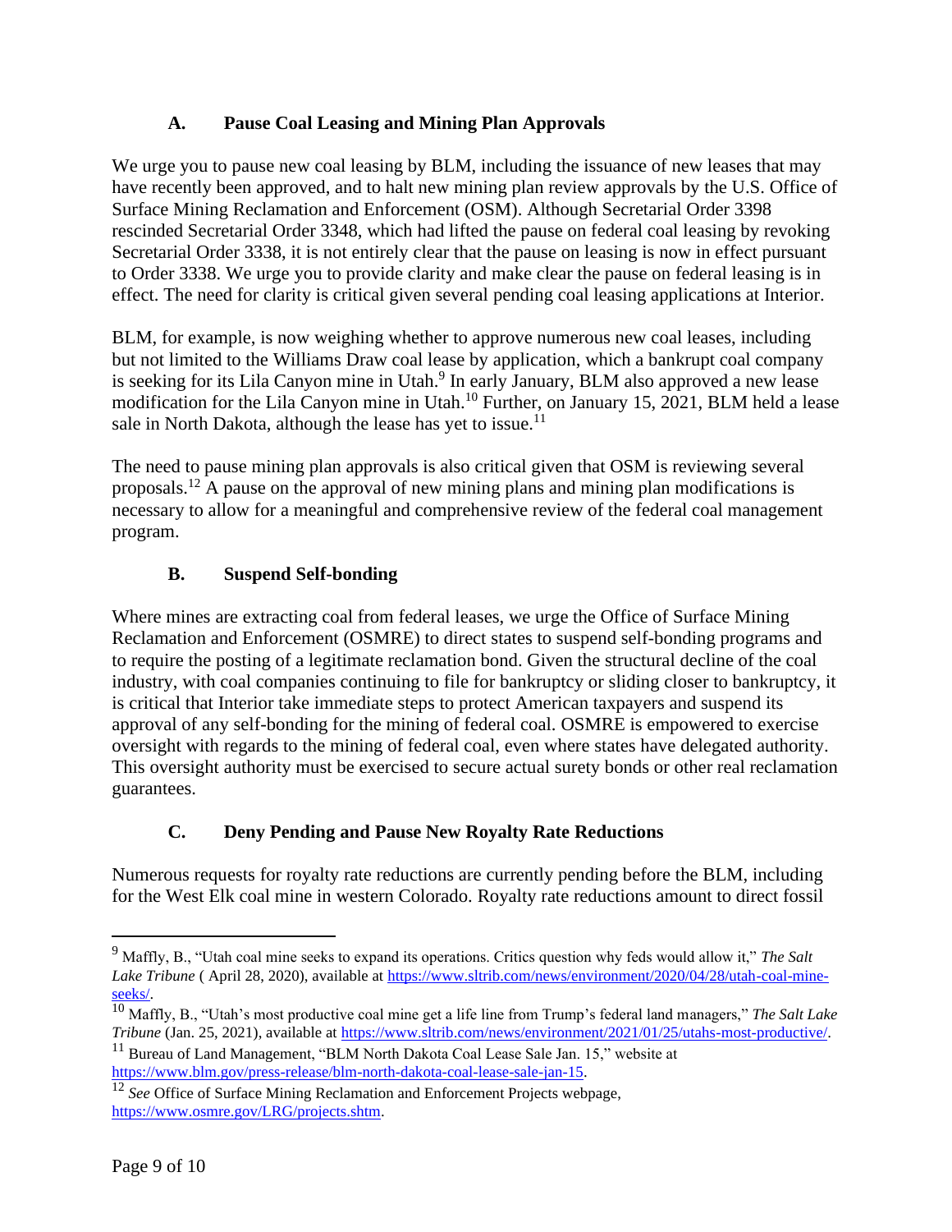### A. Pause Coal Leasing and Mining Plan Approvals

We urge you to pause new coal leasing by BLM, including the issuance of new leases that may have recently been approved, and to halt new mining plan review approvals by the U.S. Office of Surface Mining Reclamation and Enforcement (OSM). Although Secretarial Order 3398 rescinded Secretarial Order 3348, which had lifted the pause on federal coal leasing by revoking Secretarial Order 3338, it is not entirely clear that the pause on leasing is now in effect pursuant to Order 3338. We urge you to provide clarity and make clear the pause on federal leasing is in effect. The need for clarity is critical given several pending coal leasing applications at Interior.

BLM, for example, is now weighing whether to approve numerous new coal leases, including but not limited to the Williams Draw coal lease by application, which a bankrupt coal company is seeking for its Lila Canyon mine in Utah.[9] In early January, BLM also approved a new lease modification for the Lila Canyon mine in Utah.[10] Further, on January 15, 2021, BLM held a lease sale in North Dakota, although the lease has yet to issue.[11]

The need to pause mining plan approvals is also critical given that OSM is reviewing several proposals.[12] A pause on the approval of new mining plans and mining plan modifications is necessary to allow for a meaningful and comprehensive review of the federal coal management program.

### B. Suspend Self-bonding

Where mines are extracting coal from federal leases, we urge the Office of Surface Mining Reclamation and Enforcement (OSMRE) to direct states to suspend self-bonding programs and to require the posting of a legitimate reclamation bond. Given the structural decline of the coal industry, with coal companies continuing to file for bankruptcy or sliding closer to bankruptcy, it is critical that Interior take immediate steps to protect American taxpayers and suspend its approval of any self-bonding for the mining of federal coal. OSMRE is empowered to exercise oversight with regards to the mining of federal coal, even where states have delegated authority. This oversight authority must be exercised to secure actual surety bonds or other real reclamation guarantees.

### C. Deny Pending and Pause New Royalty Rate Reductions

Numerous requests for royalty rate reductions are currently pending before the BLM, including for the West Elk coal mine in western Colorado. Royalty rate reductions amount to direct fossil

---

[9] Maffly, B., "Utah coal mine seeks to expand its operations. Critics question why feds would allow it," *The Salt Lake Tribune* ( April 28, 2020), available at https://www.sltrib.com/news/environment/2020/04/28/utah-coal-mine-seeks/.

[10] Maffly, B., "Utah's most productive coal mine get a life line from Trump's federal land managers," *The Salt Lake Tribune* (Jan. 25, 2021), available at https://www.sltrib.com/news/environment/2021/01/25/utahs-most-productive/.

[11] Bureau of Land Management, "BLM North Dakota Coal Lease Sale Jan. 15," website at https://www.blm.gov/press-release/blm-north-dakota-coal-lease-sale-jan-15.

[12] *See* Office of Surface Mining Reclamation and Enforcement Projects webpage, https://www.osmre.gov/LRG/projects.shtm.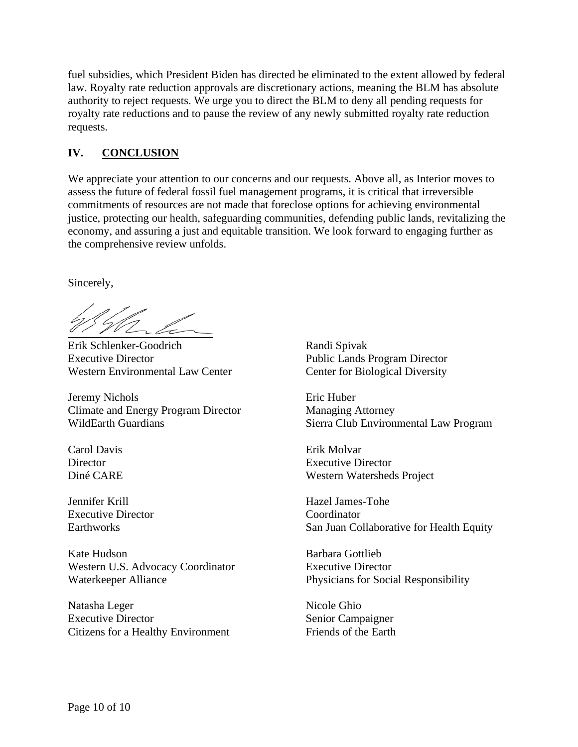fuel subsidies, which President Biden has directed be eliminated to the extent allowed by federal law. Royalty rate reduction approvals are discretionary actions, meaning the BLM has absolute authority to reject requests. We urge you to direct the BLM to deny all pending requests for royalty rate reductions and to pause the review of any newly submitted royalty rate reduction requests.

## IV. CONCLUSION

We appreciate your attention to our concerns and our requests. Above all, as Interior moves to assess the future of federal fossil fuel management programs, it is critical that irreversible commitments of resources are not made that foreclose options for achieving environmental justice, protecting our health, safeguarding communities, defending public lands, revitalizing the economy, and assuring a just and equitable transition. We look forward to engaging further as the comprehensive review unfolds.

Sincerely,

Erik Schlenker-Goodrich
Executive Director
Western Environmental Law Center

Randi Spivak
Public Lands Program Director
Center for Biological Diversity

Jeremy Nichols
Climate and Energy Program Director
WildEarth Guardians

Eric Huber
Managing Attorney
Sierra Club Environmental Law Program

Carol Davis
Director
Diné CARE

Erik Molvar
Executive Director
Western Watersheds Project

Jennifer Krill
Executive Director
Earthworks

Hazel James-Tohe
Coordinator
San Juan Collaborative for Health Equity

Kate Hudson
Western U.S. Advocacy Coordinator
Waterkeeper Alliance

Barbara Gottlieb
Executive Director
Physicians for Social Responsibility

Natasha Leger
Executive Director
Citizens for a Healthy Environment

Nicole Ghio
Senior Campaigner
Friends of the Earth